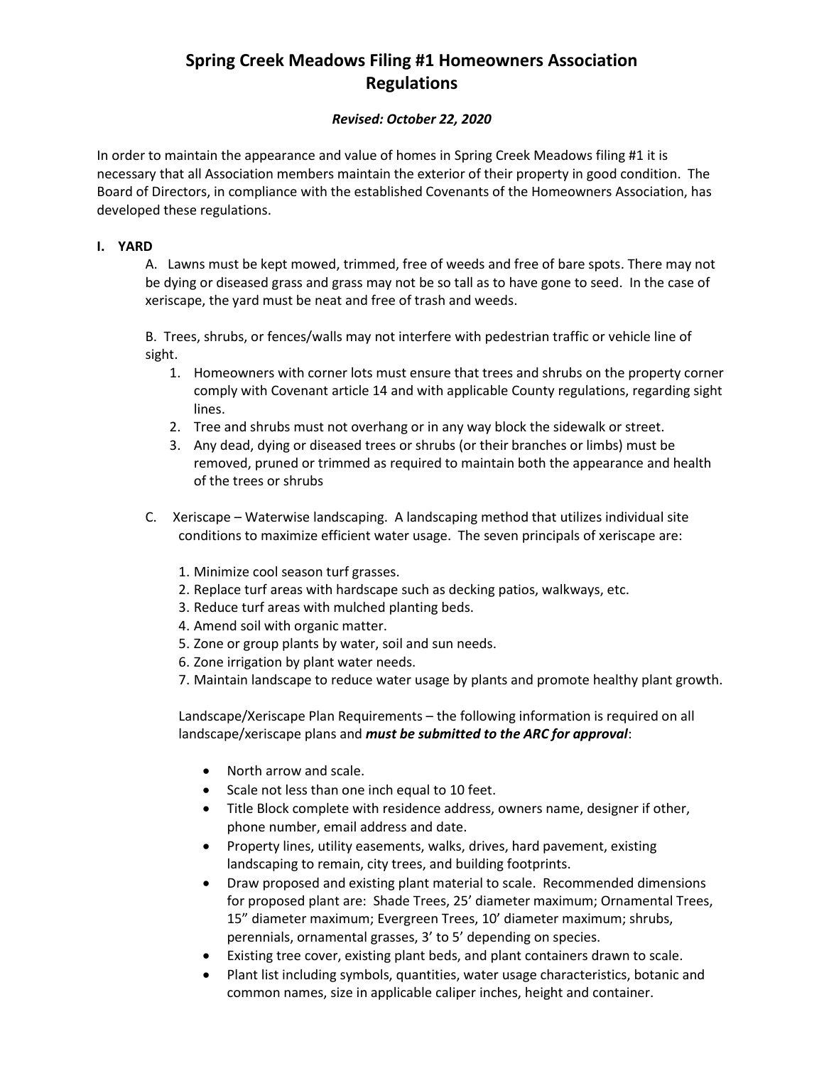# Spring Creek Meadows Filing #1 Homeowners Association Regulations

***Revised: October 22, 2020***

In order to maintain the appearance and value of homes in Spring Creek Meadows filing #1 it is necessary that all Association members maintain the exterior of their property in good condition. The Board of Directors, in compliance with the established Covenants of the Homeowners Association, has developed these regulations.

## I. YARD

A. Lawns must be kept mowed, trimmed, free of weeds and free of bare spots. There may not be dying or diseased grass and grass may not be so tall as to have gone to seed. In the case of xeriscape, the yard must be neat and free of trash and weeds.

B. Trees, shrubs, or fences/walls may not interfere with pedestrian traffic or vehicle line of sight.

1. Homeowners with corner lots must ensure that trees and shrubs on the property corner comply with Covenant article 14 and with applicable County regulations, regarding sight lines.
2. Tree and shrubs must not overhang or in any way block the sidewalk or street.
3. Any dead, dying or diseased trees or shrubs (or their branches or limbs) must be removed, pruned or trimmed as required to maintain both the appearance and health of the trees or shrubs

C. Xeriscape – Waterwise landscaping. A landscaping method that utilizes individual site conditions to maximize efficient water usage. The seven principals of xeriscape are:

1. Minimize cool season turf grasses.
2. Replace turf areas with hardscape such as decking patios, walkways, etc.
3. Reduce turf areas with mulched planting beds.
4. Amend soil with organic matter.
5. Zone or group plants by water, soil and sun needs.
6. Zone irrigation by plant water needs.
7. Maintain landscape to reduce water usage by plants and promote healthy plant growth.

Landscape/Xeriscape Plan Requirements – the following information is required on all landscape/xeriscape plans and ***must be submitted to the ARC for approval***:

- North arrow and scale.
- Scale not less than one inch equal to 10 feet.
- Title Block complete with residence address, owners name, designer if other, phone number, email address and date.
- Property lines, utility easements, walks, drives, hard pavement, existing landscaping to remain, city trees, and building footprints.
- Draw proposed and existing plant material to scale. Recommended dimensions for proposed plant are: Shade Trees, 25' diameter maximum; Ornamental Trees, 15" diameter maximum; Evergreen Trees, 10' diameter maximum; shrubs, perennials, ornamental grasses, 3' to 5' depending on species.
- Existing tree cover, existing plant beds, and plant containers drawn to scale.
- Plant list including symbols, quantities, water usage characteristics, botanic and common names, size in applicable caliper inches, height and container.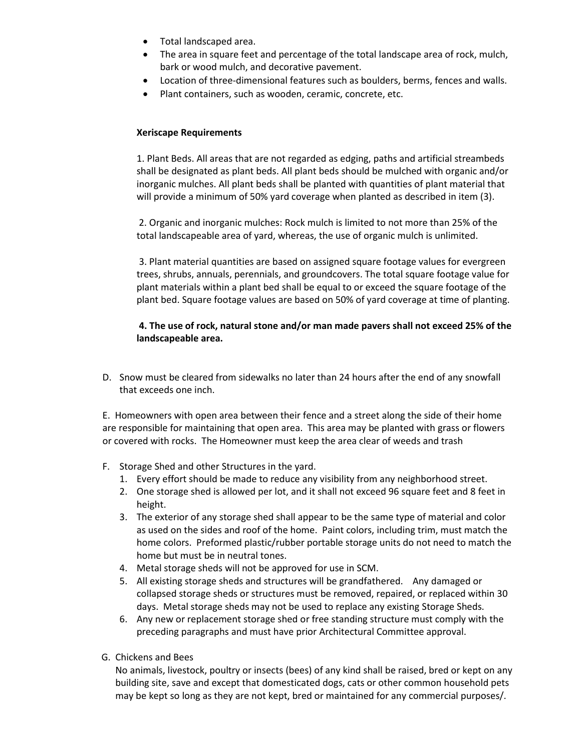- Total landscaped area.
- The area in square feet and percentage of the total landscape area of rock, mulch, bark or wood mulch, and decorative pavement.
- Location of three-dimensional features such as boulders, berms, fences and walls.
- Plant containers, such as wooden, ceramic, concrete, etc.

**Xeriscape Requirements**

1. Plant Beds. All areas that are not regarded as edging, paths and artificial streambeds shall be designated as plant beds. All plant beds should be mulched with organic and/or inorganic mulches. All plant beds shall be planted with quantities of plant material that will provide a minimum of 50% yard coverage when planted as described in item (3).

2. Organic and inorganic mulches: Rock mulch is limited to not more than 25% of the total landscapeable area of yard, whereas, the use of organic mulch is unlimited.

3. Plant material quantities are based on assigned square footage values for evergreen trees, shrubs, annuals, perennials, and groundcovers. The total square footage value for plant materials within a plant bed shall be equal to or exceed the square footage of the plant bed. Square footage values are based on 50% of yard coverage at time of planting.

**4. The use of rock, natural stone and/or man made pavers shall not exceed 25% of the landscapeable area.**

D. Snow must be cleared from sidewalks no later than 24 hours after the end of any snowfall that exceeds one inch.

E. Homeowners with open area between their fence and a street along the side of their home are responsible for maintaining that open area. This area may be planted with grass or flowers or covered with rocks. The Homeowner must keep the area clear of weeds and trash

F. Storage Shed and other Structures in the yard.
  1. Every effort should be made to reduce any visibility from any neighborhood street.
  2. One storage shed is allowed per lot, and it shall not exceed 96 square feet and 8 feet in height.
  3. The exterior of any storage shed shall appear to be the same type of material and color as used on the sides and roof of the home. Paint colors, including trim, must match the home colors. Preformed plastic/rubber portable storage units do not need to match the home but must be in neutral tones.
  4. Metal storage sheds will not be approved for use in SCM.
  5. All existing storage sheds and structures will be grandfathered. Any damaged or collapsed storage sheds or structures must be removed, repaired, or replaced within 30 days. Metal storage sheds may not be used to replace any existing Storage Sheds.
  6. Any new or replacement storage shed or free standing structure must comply with the preceding paragraphs and must have prior Architectural Committee approval.

G. Chickens and Bees

No animals, livestock, poultry or insects (bees) of any kind shall be raised, bred or kept on any building site, save and except that domesticated dogs, cats or other common household pets may be kept so long as they are not kept, bred or maintained for any commercial purposes/.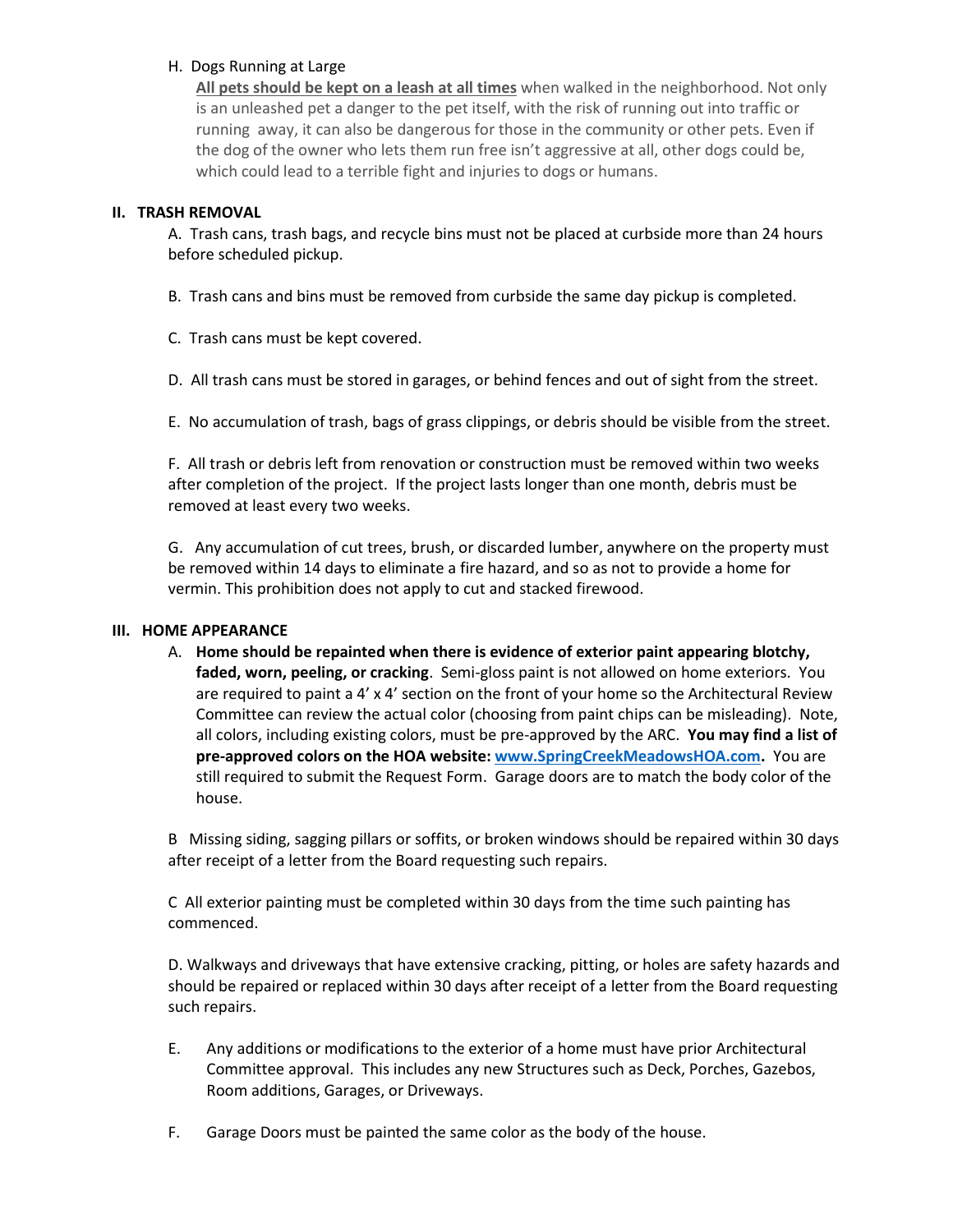H. Dogs Running at Large

**All pets should be kept on a leash at all times** when walked in the neighborhood. Not only is an unleashed pet a danger to the pet itself, with the risk of running out into traffic or running away, it can also be dangerous for those in the community or other pets. Even if the dog of the owner who lets them run free isn't aggressive at all, other dogs could be, which could lead to a terrible fight and injuries to dogs or humans.

## II. TRASH REMOVAL

A. Trash cans, trash bags, and recycle bins must not be placed at curbside more than 24 hours before scheduled pickup.

B. Trash cans and bins must be removed from curbside the same day pickup is completed.

C. Trash cans must be kept covered.

D. All trash cans must be stored in garages, or behind fences and out of sight from the street.

E. No accumulation of trash, bags of grass clippings, or debris should be visible from the street.

F. All trash or debris left from renovation or construction must be removed within two weeks after completion of the project. If the project lasts longer than one month, debris must be removed at least every two weeks.

G. Any accumulation of cut trees, brush, or discarded lumber, anywhere on the property must be removed within 14 days to eliminate a fire hazard, and so as not to provide a home for vermin. This prohibition does not apply to cut and stacked firewood.

## III. HOME APPEARANCE

A. **Home should be repainted when there is evidence of exterior paint appearing blotchy, faded, worn, peeling, or cracking**. Semi-gloss paint is not allowed on home exteriors. You are required to paint a 4' x 4' section on the front of your home so the Architectural Review Committee can review the actual color (choosing from paint chips can be misleading). Note, all colors, including existing colors, must be pre-approved by the ARC. **You may find a list of pre-approved colors on the HOA website: www.SpringCreekMeadowsHOA.com.** You are still required to submit the Request Form. Garage doors are to match the body color of the house.

B Missing siding, sagging pillars or soffits, or broken windows should be repaired within 30 days after receipt of a letter from the Board requesting such repairs.

C All exterior painting must be completed within 30 days from the time such painting has commenced.

D. Walkways and driveways that have extensive cracking, pitting, or holes are safety hazards and should be repaired or replaced within 30 days after receipt of a letter from the Board requesting such repairs.

E. Any additions or modifications to the exterior of a home must have prior Architectural Committee approval. This includes any new Structures such as Deck, Porches, Gazebos, Room additions, Garages, or Driveways.

F. Garage Doors must be painted the same color as the body of the house.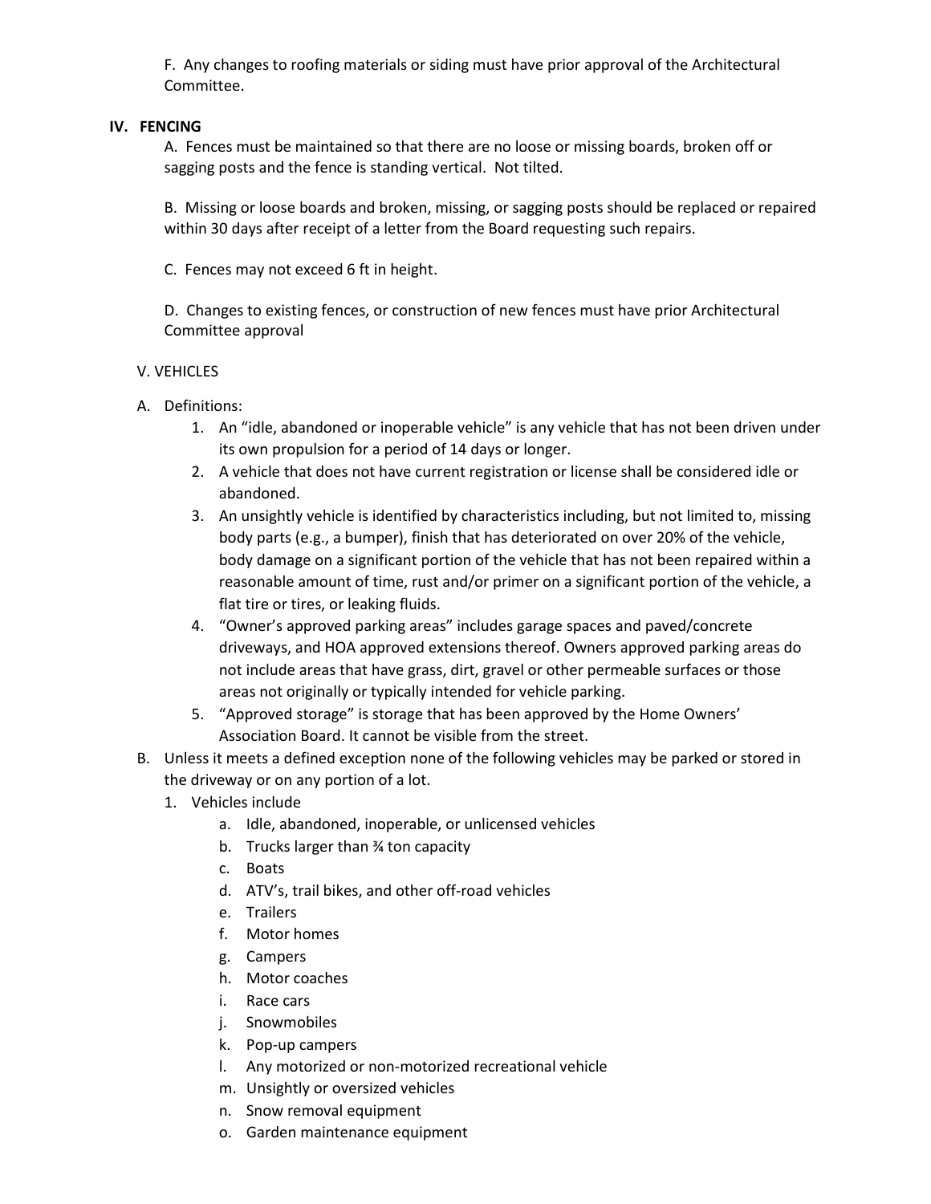F. Any changes to roofing materials or siding must have prior approval of the Architectural Committee.

## IV. FENCING

A. Fences must be maintained so that there are no loose or missing boards, broken off or sagging posts and the fence is standing vertical. Not tilted.

B. Missing or loose boards and broken, missing, or sagging posts should be replaced or repaired within 30 days after receipt of a letter from the Board requesting such repairs.

C. Fences may not exceed 6 ft in height.

D. Changes to existing fences, or construction of new fences must have prior Architectural Committee approval

## V. VEHICLES

A. Definitions:
   1. An "idle, abandoned or inoperable vehicle" is any vehicle that has not been driven under its own propulsion for a period of 14 days or longer.
   2. A vehicle that does not have current registration or license shall be considered idle or abandoned.
   3. An unsightly vehicle is identified by characteristics including, but not limited to, missing body parts (e.g., a bumper), finish that has deteriorated on over 20% of the vehicle, body damage on a significant portion of the vehicle that has not been repaired within a reasonable amount of time, rust and/or primer on a significant portion of the vehicle, a flat tire or tires, or leaking fluids.
   4. "Owner's approved parking areas" includes garage spaces and paved/concrete driveways, and HOA approved extensions thereof. Owners approved parking areas do not include areas that have grass, dirt, gravel or other permeable surfaces or those areas not originally or typically intended for vehicle parking.
   5. "Approved storage" is storage that has been approved by the Home Owners' Association Board. It cannot be visible from the street.

B. Unless it meets a defined exception none of the following vehicles may be parked or stored in the driveway or on any portion of a lot.
   1. Vehicles include
      a. Idle, abandoned, inoperable, or unlicensed vehicles
      b. Trucks larger than ¾ ton capacity
      c. Boats
      d. ATV's, trail bikes, and other off-road vehicles
      e. Trailers
      f. Motor homes
      g. Campers
      h. Motor coaches
      i. Race cars
      j. Snowmobiles
      k. Pop-up campers
      l. Any motorized or non-motorized recreational vehicle
      m. Unsightly or oversized vehicles
      n. Snow removal equipment
      o. Garden maintenance equipment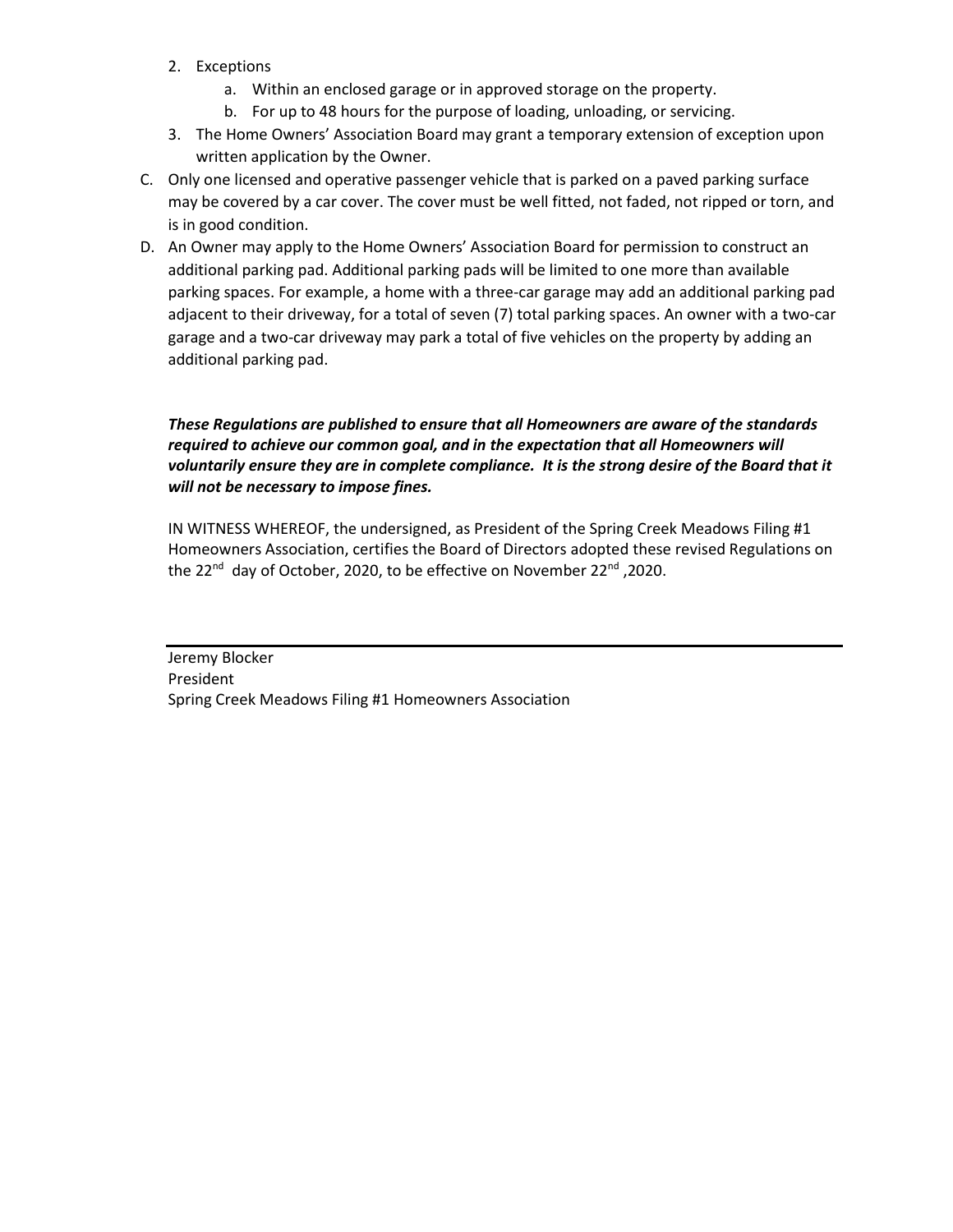2. Exceptions
    a. Within an enclosed garage or in approved storage on the property.
    b. For up to 48 hours for the purpose of loading, unloading, or servicing.
3. The Home Owners' Association Board may grant a temporary extension of exception upon written application by the Owner.

C. Only one licensed and operative passenger vehicle that is parked on a paved parking surface may be covered by a car cover. The cover must be well fitted, not faded, not ripped or torn, and is in good condition.

D. An Owner may apply to the Home Owners' Association Board for permission to construct an additional parking pad. Additional parking pads will be limited to one more than available parking spaces. For example, a home with a three-car garage may add an additional parking pad adjacent to their driveway, for a total of seven (7) total parking spaces. An owner with a two-car garage and a two-car driveway may park a total of five vehicles on the property by adding an additional parking pad.

***These Regulations are published to ensure that all Homeowners are aware of the standards required to achieve our common goal, and in the expectation that all Homeowners will voluntarily ensure they are in complete compliance. It is the strong desire of the Board that it will not be necessary to impose fines.***

IN WITNESS WHEREOF, the undersigned, as President of the Spring Creek Meadows Filing #1 Homeowners Association, certifies the Board of Directors adopted these revised Regulations on the 22nd day of October, 2020, to be effective on November 22nd ,2020.

---

Jeremy Blocker
President
Spring Creek Meadows Filing #1 Homeowners Association